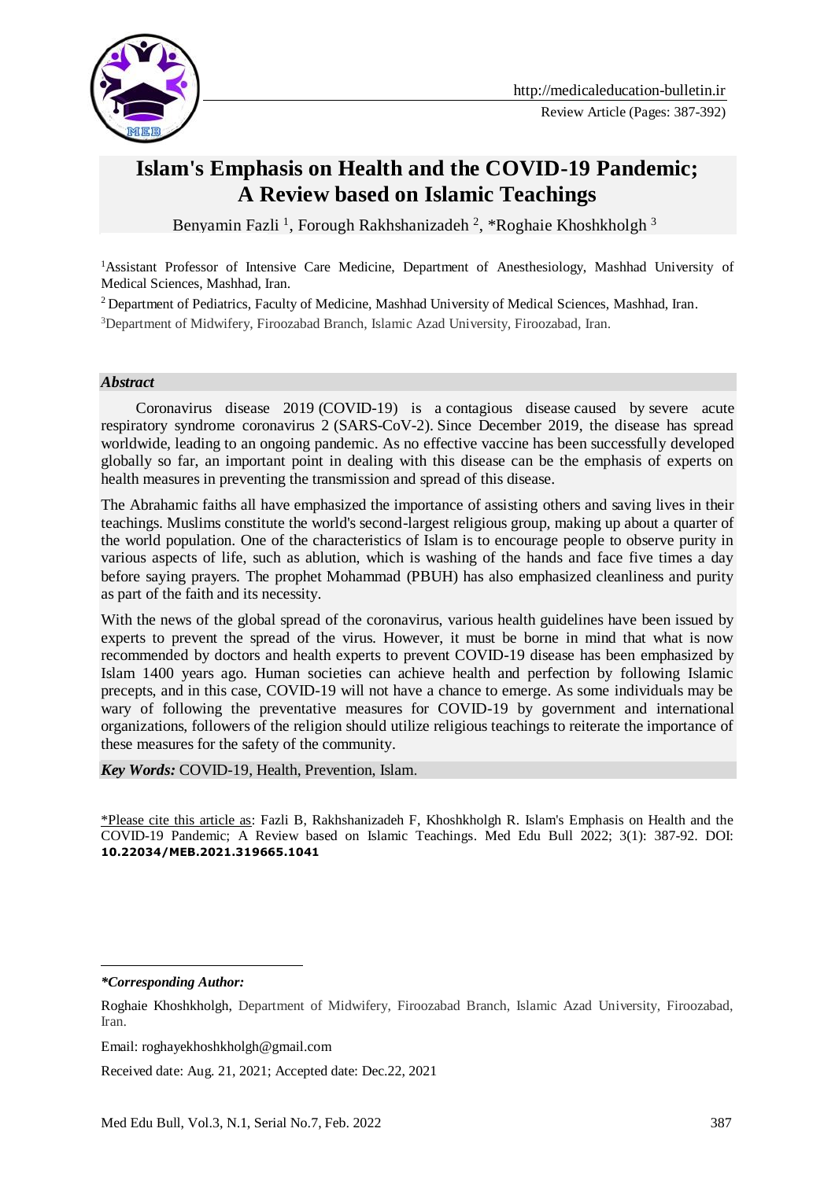Review Article (Pages: 387-392)

# Islam's Emphasis on Health and the COVID-19 Pandemic; A Review based on Islamic Teachings

Benyamin Fazli [1], Forough Rakhshanizadeh [2], *Roghaie Khoshkholgh [3]

[1]Assistant Professor of Intensive Care Medicine, Department of Anesthesiology, Mashhad University of Medical Sciences, Mashhad, Iran.

[2] Department of Pediatrics, Faculty of Medicine, Mashhad University of Medical Sciences, Mashhad, Iran.

[3]Department of Midwifery, Firoozabad Branch, Islamic Azad University, Firoozabad, Iran.

### *Abstract*

Coronavirus disease 2019 (COVID-19) is a contagious disease caused by severe acute respiratory syndrome coronavirus 2 (SARS-CoV-2). Since December 2019, the disease has spread worldwide, leading to an ongoing pandemic. As no effective vaccine has been successfully developed globally so far, an important point in dealing with this disease can be the emphasis of experts on health measures in preventing the transmission and spread of this disease.

The Abrahamic faiths all have emphasized the importance of assisting others and saving lives in their teachings. Muslims constitute the world's second-largest religious group, making up about a quarter of the world population. One of the characteristics of Islam is to encourage people to observe purity in various aspects of life, such as ablution, which is washing of the hands and face five times a day before saying prayers. The prophet Mohammad (PBUH) has also emphasized cleanliness and purity as part of the faith and its necessity.

With the news of the global spread of the coronavirus, various health guidelines have been issued by experts to prevent the spread of the virus. However, it must be borne in mind that what is now recommended by doctors and health experts to prevent COVID-19 disease has been emphasized by Islam 1400 years ago. Human societies can achieve health and perfection by following Islamic precepts, and in this case, COVID-19 will not have a chance to emerge. As some individuals may be wary of following the preventative measures for COVID-19 by government and international organizations, followers of the religion should utilize religious teachings to reiterate the importance of these measures for the safety of the community.

***Key Words:*** COVID-19, Health, Prevention, Islam.

*Please cite this article as: Fazli B, Rakhshanizadeh F, Khoshkholgh R. Islam's Emphasis on Health and the COVID-19 Pandemic; A Review based on Islamic Teachings. Med Edu Bull 2022; 3(1): 387-92. DOI: **10.22034/MEB.2021.319665.1041**

---

***Corresponding Author:***

Roghaie Khoshkholgh, Department of Midwifery, Firoozabad Branch, Islamic Azad University, Firoozabad, Iran.

Email: roghayekhoshkholgh@gmail.com

Received date: Aug. 21, 2021; Accepted date: Dec.22, 2021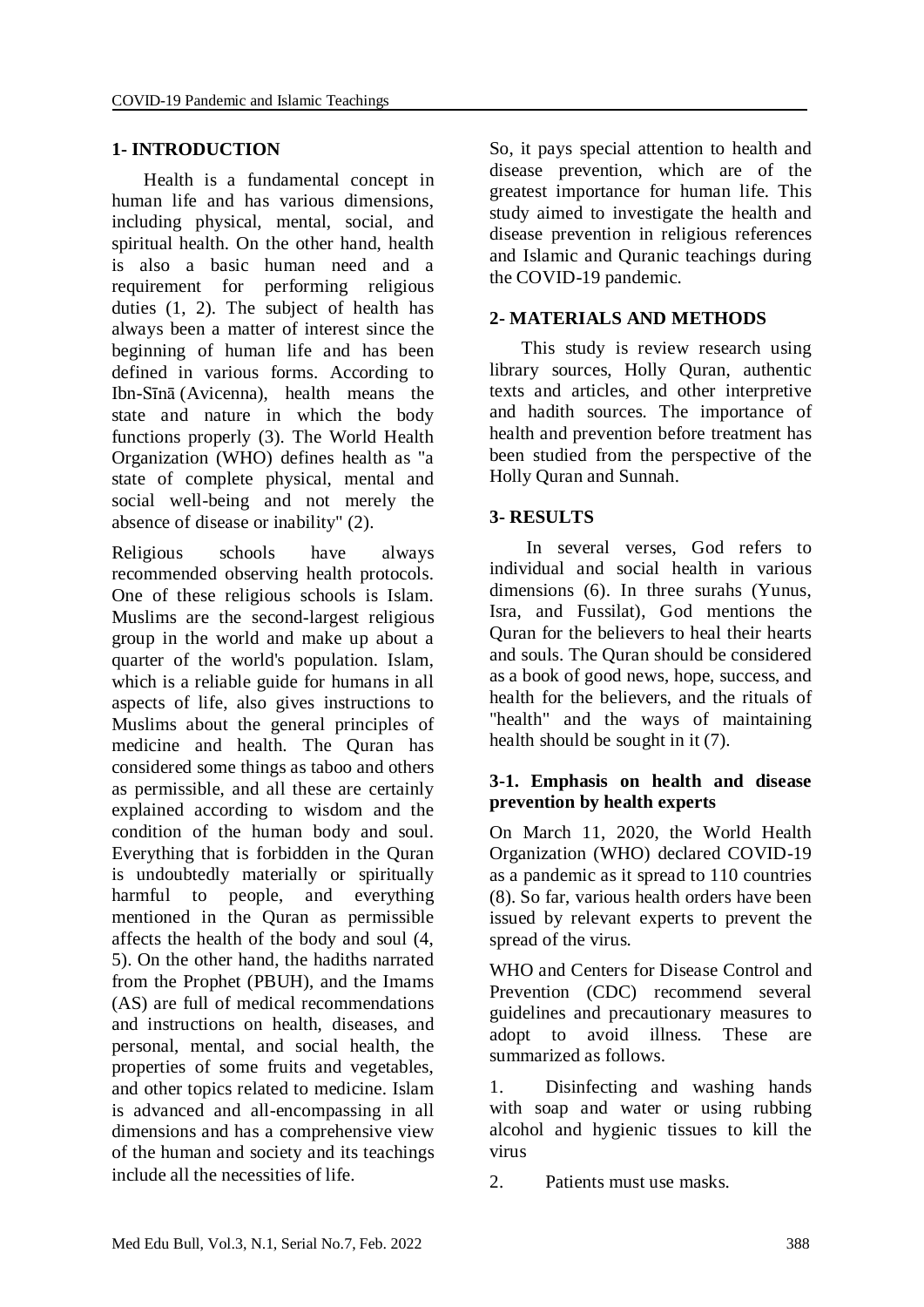## 1- INTRODUCTION

Health is a fundamental concept in human life and has various dimensions, including physical, mental, social, and spiritual health. On the other hand, health is also a basic human need and a requirement for performing religious duties (1, 2). The subject of health has always been a matter of interest since the beginning of human life and has been defined in various forms. According to Ibn-Sīnā (Avicenna), health means the state and nature in which the body functions properly (3). The World Health Organization (WHO) defines health as "a state of complete physical, mental and social well-being and not merely the absence of disease or inability" (2).

Religious schools have always recommended observing health protocols. One of these religious schools is Islam. Muslims are the second-largest religious group in the world and make up about a quarter of the world's population. Islam, which is a reliable guide for humans in all aspects of life, also gives instructions to Muslims about the general principles of medicine and health. The Quran has considered some things as taboo and others as permissible, and all these are certainly explained according to wisdom and the condition of the human body and soul. Everything that is forbidden in the Quran is undoubtedly materially or spiritually harmful to people, and everything mentioned in the Quran as permissible affects the health of the body and soul (4, 5). On the other hand, the hadiths narrated from the Prophet (PBUH), and the Imams (AS) are full of medical recommendations and instructions on health, diseases, and personal, mental, and social health, the properties of some fruits and vegetables, and other topics related to medicine. Islam is advanced and all-encompassing in all dimensions and has a comprehensive view of the human and society and its teachings include all the necessities of life. So, it pays special attention to health and disease prevention, which are of the greatest importance for human life. This study aimed to investigate the health and disease prevention in religious references and Islamic and Quranic teachings during the COVID-19 pandemic.

## 2- MATERIALS AND METHODS

This study is review research using library sources, Holly Quran, authentic texts and articles, and other interpretive and hadith sources. The importance of health and prevention before treatment has been studied from the perspective of the Holly Quran and Sunnah.

## 3- RESULTS

In several verses, God refers to individual and social health in various dimensions (6). In three surahs (Yunus, Isra, and Fussilat), God mentions the Quran for the believers to heal their hearts and souls. The Quran should be considered as a book of good news, hope, success, and health for the believers, and the rituals of "health" and the ways of maintaining health should be sought in it (7).

### 3-1. Emphasis on health and disease prevention by health experts

On March 11, 2020, the World Health Organization (WHO) declared COVID-19 as a pandemic as it spread to 110 countries (8). So far, various health orders have been issued by relevant experts to prevent the spread of the virus.

WHO and Centers for Disease Control and Prevention (CDC) recommend several guidelines and precautionary measures to adopt to avoid illness. These are summarized as follows.

1. Disinfecting and washing hands with soap and water or using rubbing alcohol and hygienic tissues to kill the virus
2. Patients must use masks.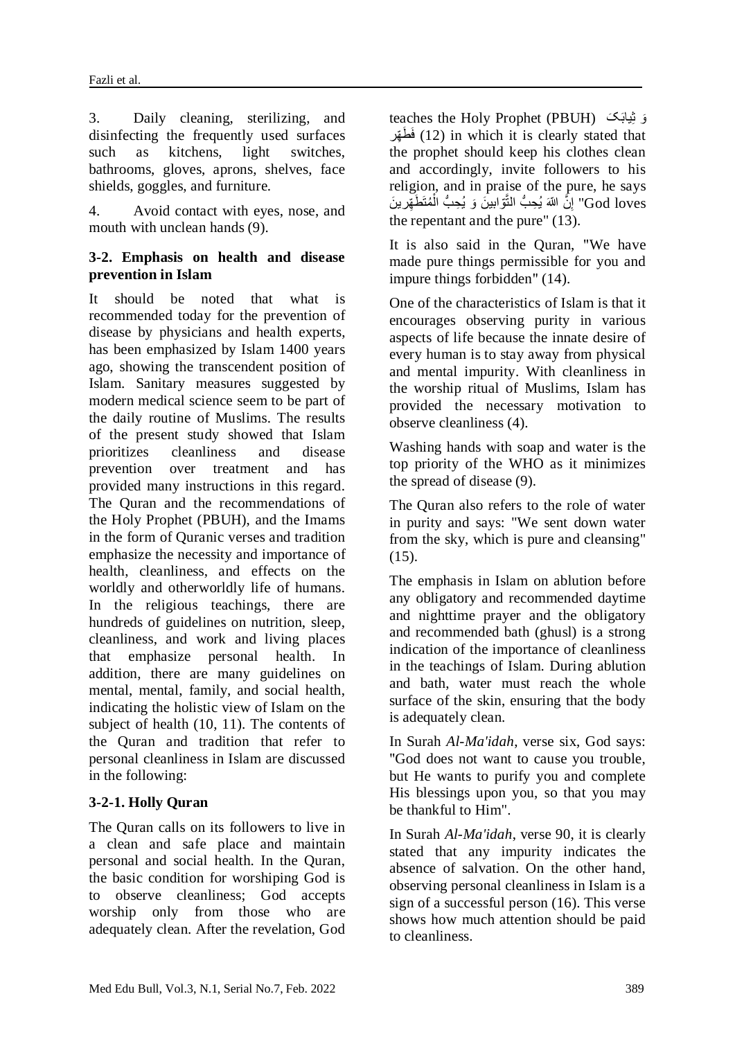3. Daily cleaning, sterilizing, and disinfecting the frequently used surfaces such as kitchens, light switches, bathrooms, gloves, aprons, shelves, face shields, goggles, and furniture.

4. Avoid contact with eyes, nose, and mouth with unclean hands (9).

### 3-2. Emphasis on health and disease prevention in Islam

It should be noted that what is recommended today for the prevention of disease by physicians and health experts, has been emphasized by Islam 1400 years ago, showing the transcendent position of Islam. Sanitary measures suggested by modern medical science seem to be part of the daily routine of Muslims. The results of the present study showed that Islam prioritizes cleanliness and disease prevention over treatment and has provided many instructions in this regard. The Quran and the recommendations of the Holy Prophet (PBUH), and the Imams in the form of Quranic verses and tradition emphasize the necessity and importance of health, cleanliness, and effects on the worldly and otherworldly life of humans. In the religious teachings, there are hundreds of guidelines on nutrition, sleep, cleanliness, and work and living places that emphasize personal health. In addition, there are many guidelines on mental, mental, family, and social health, indicating the holistic view of Islam on the subject of health (10, 11). The contents of the Quran and tradition that refer to personal cleanliness in Islam are discussed in the following:

### 3-2-1. Holly Quran

The Quran calls on its followers to live in a clean and safe place and maintain personal and social health. In the Quran, the basic condition for worshiping God is to observe cleanliness; God accepts worship only from those who are adequately clean. After the revelation, God teaches the Holy Prophet (PBUH) وَ ثِيابَكَ فَطَهِّر (12) in which it is clearly stated that the prophet should keep his clothes clean and accordingly, invite followers to his religion, and in praise of the pure, he says إِنَّ اللهَ يُحِبُّ التَّوّابينَ وَ يُحِبُّ الْمُتَطَهِّرينَ "God loves the repentant and the pure" (13).

It is also said in the Quran, "We have made pure things permissible for you and impure things forbidden" (14).

One of the characteristics of Islam is that it encourages observing purity in various aspects of life because the innate desire of every human is to stay away from physical and mental impurity. With cleanliness in the worship ritual of Muslims, Islam has provided the necessary motivation to observe cleanliness (4).

Washing hands with soap and water is the top priority of the WHO as it minimizes the spread of disease (9).

The Quran also refers to the role of water in purity and says: "We sent down water from the sky, which is pure and cleansing" (15).

The emphasis in Islam on ablution before any obligatory and recommended daytime and nighttime prayer and the obligatory and recommended bath (ghusl) is a strong indication of the importance of cleanliness in the teachings of Islam. During ablution and bath, water must reach the whole surface of the skin, ensuring that the body is adequately clean.

In Surah *Al-Ma'idah*, verse six, God says: "God does not want to cause you trouble, but He wants to purify you and complete His blessings upon you, so that you may be thankful to Him".

In Surah *Al-Ma'idah*, verse 90, it is clearly stated that any impurity indicates the absence of salvation. On the other hand, observing personal cleanliness in Islam is a sign of a successful person (16). This verse shows how much attention should be paid to cleanliness.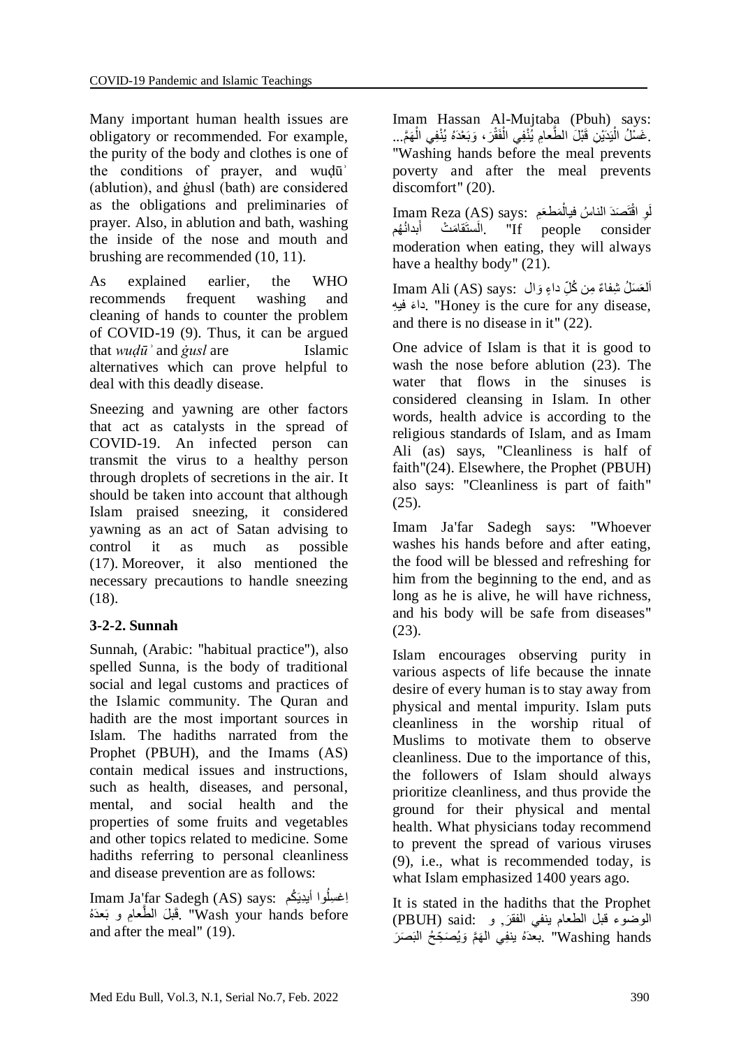Many important human health issues are obligatory or recommended. For example, the purity of the body and clothes is one of the conditions of prayer, and wuḍūʾ (ablution), and ġhusl (bath) are considered as the obligations and preliminaries of prayer. Also, in ablution and bath, washing the inside of the nose and mouth and brushing are recommended (10, 11).

As explained earlier, the WHO recommends frequent washing and cleaning of hands to counter the problem of COVID-19 (9). Thus, it can be argued that *wuḍūʾ* and *ġusl* are Islamic alternatives which can prove helpful to deal with this deadly disease.

Sneezing and yawning are other factors that act as catalysts in the spread of COVID-19. An infected person can transmit the virus to a healthy person through droplets of secretions in the air. It should be taken into account that although Islam praised sneezing, it considered yawning as an act of Satan advising to control it as much as possible (17). Moreover, it also mentioned the necessary precautions to handle sneezing (18).

### 3-2-2. Sunnah

Sunnah, (Arabic: "habitual practice"), also spelled Sunna, is the body of traditional social and legal customs and practices of the Islamic community. The Quran and hadith are the most important sources in Islam. The hadiths narrated from the Prophet (PBUH), and the Imams (AS) contain medical issues and instructions, such as health, diseases, and personal, mental, and social health and the properties of some fruits and vegetables and other topics related to medicine. Some hadiths referring to personal cleanliness and disease prevention are as follows:

Imam Ja'far Sadegh (AS) says: اِغسِلُوا أيدِيَكُم قَبلَ الطَّعامِ و بَعدَهُ. "Wash your hands before and after the meal" (19).

Imam Hassan Al-Mujtaba (Pbuh) says: غَسْلُ الْيَدَيْنِ قَبْلَ الطَّعامِ يُنْفِي الْفَقْرَ، وَبَعْدَهُ يُنْفِي الْهَمَّ... "Washing hands before the meal prevents poverty and after the meal prevents discomfort" (20).

Imam Reza (AS) says: لَوِ اقْتَصَدَ الناسُ فيالْمَطعَمِ لَاستَقامَتْ أبدانُهُم. "If people consider moderation when eating, they will always have a healthy body" (21).

Imam Ali (AS) says: اَلعَسَلُ شِفاءٌ مِن كُلِّ داءٍ وَال داءَ فيهِ. "Honey is the cure for any disease, and there is no disease in it" (22).

One advice of Islam is that it is good to wash the nose before ablution (23). The water that flows in the sinuses is considered cleansing in Islam. In other words, health advice is according to the religious standards of Islam, and as Imam Ali (as) says, "Cleanliness is half of faith"(24). Elsewhere, the Prophet (PBUH) also says: "Cleanliness is part of faith" (25).

Imam Ja'far Sadegh says: "Whoever washes his hands before and after eating, the food will be blessed and refreshing for him from the beginning to the end, and as long as he is alive, he will have richness, and his body will be safe from diseases" (23).

Islam encourages observing purity in various aspects of life because the innate desire of every human is to stay away from physical and mental impurity. Islam puts cleanliness in the worship ritual of Muslims to motivate them to observe cleanliness. Due to the importance of this, the followers of Islam should always prioritize cleanliness, and thus provide the ground for their physical and mental health. What physicians today recommend to prevent the spread of various viruses (9), i.e., what is recommended today, is what Islam emphasized 1400 years ago.

It is stated in the hadiths that the Prophet (PBUH) said: الوضوء قبل الطعام ينفي الفقرَ, و بعدَهُ ينفِي الهَمَّ وَيُصَحِّحُ البَصَرَ. "Washing hands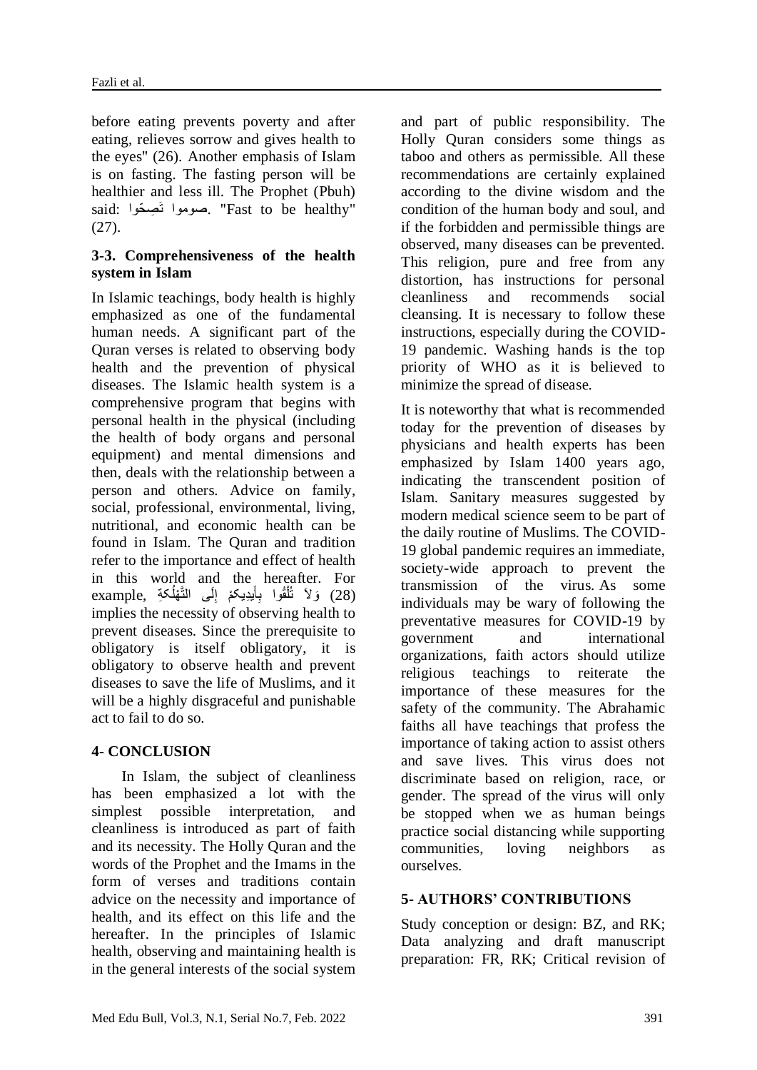before eating prevents poverty and after eating, relieves sorrow and gives health to the eyes" (26). Another emphasis of Islam is on fasting. The fasting person will be healthier and less ill. The Prophet (Pbuh) said: صوموا تَصِحّوا. "Fast to be healthy" (27).

### 3-3. Comprehensiveness of the health system in Islam

In Islamic teachings, body health is highly emphasized as one of the fundamental human needs. A significant part of the Quran verses is related to observing body health and the prevention of physical diseases. The Islamic health system is a comprehensive program that begins with personal health in the physical (including the health of body organs and personal equipment) and mental dimensions and then, deals with the relationship between a person and others. Advice on family, social, professional, environmental, living, nutritional, and economic health can be found in Islam. The Quran and tradition refer to the importance and effect of health in this world and the hereafter. For example, وَلاَ تُلْقُوا بِأَيدِيكمْ إِلَى التَّهْلُكةِ (28) implies the necessity of observing health to prevent diseases. Since the prerequisite to obligatory is itself obligatory, it is obligatory to observe health and prevent diseases to save the life of Muslims, and it will be a highly disgraceful and punishable act to fail to do so.

## 4- CONCLUSION

In Islam, the subject of cleanliness has been emphasized a lot with the simplest possible interpretation, and cleanliness is introduced as part of faith and its necessity. The Holly Quran and the words of the Prophet and the Imams in the form of verses and traditions contain advice on the necessity and importance of health, and its effect on this life and the hereafter. In the principles of Islamic health, observing and maintaining health is in the general interests of the social system and part of public responsibility. The Holly Quran considers some things as taboo and others as permissible. All these recommendations are certainly explained according to the divine wisdom and the condition of the human body and soul, and if the forbidden and permissible things are observed, many diseases can be prevented. This religion, pure and free from any distortion, has instructions for personal cleanliness and recommends social cleansing. It is necessary to follow these instructions, especially during the COVID-19 pandemic. Washing hands is the top priority of WHO as it is believed to minimize the spread of disease.

It is noteworthy that what is recommended today for the prevention of diseases by physicians and health experts has been emphasized by Islam 1400 years ago, indicating the transcendent position of Islam. Sanitary measures suggested by modern medical science seem to be part of the daily routine of Muslims. The COVID-19 global pandemic requires an immediate, society-wide approach to prevent the transmission of the virus. As some individuals may be wary of following the preventative measures for COVID-19 by government and international organizations, faith actors should utilize religious teachings to reiterate the importance of these measures for the safety of the community. The Abrahamic faiths all have teachings that profess the importance of taking action to assist others and save lives. This virus does not discriminate based on religion, race, or gender. The spread of the virus will only be stopped when we as human beings practice social distancing while supporting communities, loving neighbors as ourselves.

## 5- AUTHORS' CONTRIBUTIONS

Study conception or design: BZ, and RK; Data analyzing and draft manuscript preparation: FR, RK; Critical revision of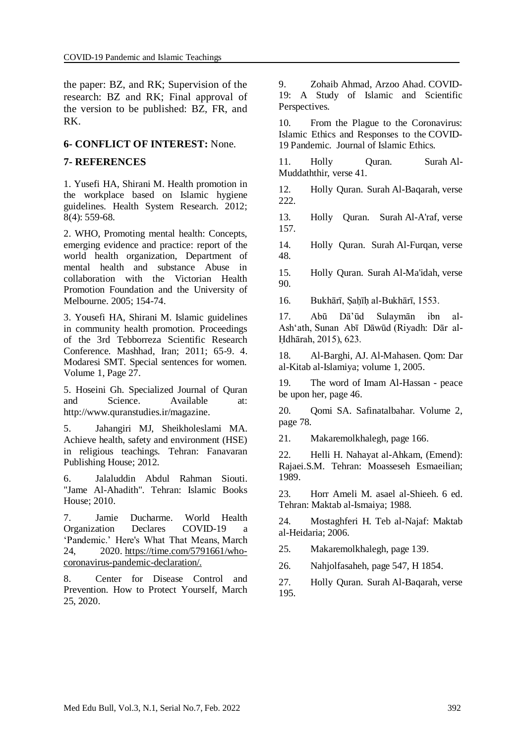the paper: BZ, and RK; Supervision of the research: BZ and RK; Final approval of the version to be published: BZ, FR, and RK.

## 6- CONFLICT OF INTEREST: None.

## 7- REFERENCES

1. Yusefi HA, Shirani M. Health promotion in the workplace based on Islamic hygiene guidelines. Health System Research. 2012; 8(4): 559-68.

2. WHO, Promoting mental health: Concepts, emerging evidence and practice: report of the world health organization, Department of mental health and substance Abuse in collaboration with the Victorian Health Promotion Foundation and the University of Melbourne. 2005; 154-74.

3. Yousefi HA, Shirani M. Islamic guidelines in community health promotion. Proceedings of the 3rd Tebborreza Scientific Research Conference. Mashhad, Iran; 2011; 65-9. 4. Modaresi SMT. Special sentences for women. Volume 1, Page 27.

5. Hoseini Gh. Specialized Journal of Quran and Science. Available at: http://www.quranstudies.ir/magazine.

5. Jahangiri MJ, Sheikholeslami MA. Achieve health, safety and environment (HSE) in religious teachings. Tehran: Fanavaran Publishing House; 2012.

6. Jalaluddin Abdul Rahman Siouti. "Jame Al-Ahadith". Tehran: Islamic Books House; 2010.

7. Jamie Ducharme. World Health Organization Declares COVID-19 a 'Pandemic.' Here's What That Means, March 24, 2020. https://time.com/5791661/who-coronavirus-pandemic-declaration/.

8. Center for Disease Control and Prevention. How to Protect Yourself, March 25, 2020.

9. Zohaib Ahmad, Arzoo Ahad. COVID-19: A Study of Islamic and Scientific Perspectives.

10. From the Plague to the Coronavirus: Islamic Ethics and Responses to the COVID-19 Pandemic. Journal of Islamic Ethics.

11. Holly Quran. Surah Al-Muddaththir, verse 41.

12. Holly Quran. Surah Al-Baqarah, verse 222.

13. Holly Quran. Surah Al-A'raf, verse 157.

14. Holly Quran. Surah Al-Furqan, verse 48.

15. Holly Quran. Surah Al-Ma'idah, verse 90.

16. Bukhārī, Ṣaḥīḥ al-Bukhārī, 1553.

17. Abū Dā'ūd Sulaymān ibn al-Ash'ath, Sunan Abī Dāwūd (Riyadh: Dār al-Ḥdhārah, 2015), 623.

18. Al-Barghi, AJ. Al-Mahasen. Qom: Dar al-Kitab al-Islamiya; volume 1, 2005.

19. The word of Imam Al-Hassan - peace be upon her, page 46.

20. Qomi SA. Safinatalbahar. Volume 2, page 78.

21. Makaremolkhalegh, page 166.

22. Helli H. Nahayat al-Ahkam, (Emend): Rajaei.S.M. Tehran: Moasseseh Esmaeilian; 1989.

23. Horr Ameli M. asael al-Shieeh. 6 ed. Tehran: Maktab al-Ismaiya; 1988.

24. Mostaghferi H. Teb al-Najaf: Maktab al-Heidaria; 2006.

25. Makaremolkhalegh, page 139.

26. Nahjolfasaheh, page 547, H 1854.

27. Holly Quran. Surah Al-Baqarah, verse 195.